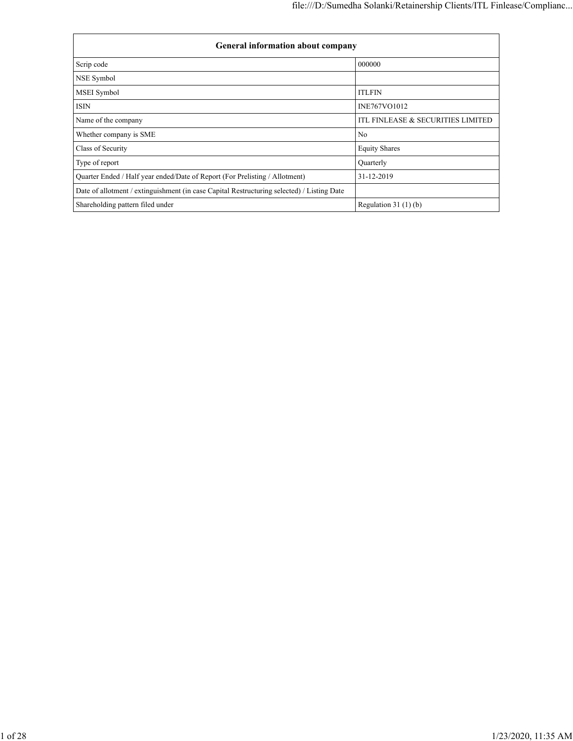| General information about company | |
| --- | --- |
| Scrip code | 000000 |
| NSE Symbol | |
| MSEI Symbol | ITLFIN |
| ISIN | INE767VO1012 |
| Name of the company | ITL FINLEASE & SECURITIES LIMITED |
| Whether company is SME | No |
| Class of Security | Equity Shares |
| Type of report | Quarterly |
| Quarter Ended / Half year ended/Date of Report (For Prelisting / Allotment) | 31-12-2019 |
| Date of allotment / extinguishment (in case Capital Restructuring selected) / Listing Date | |
| Shareholding pattern filed under | Regulation 31 (1) (b) |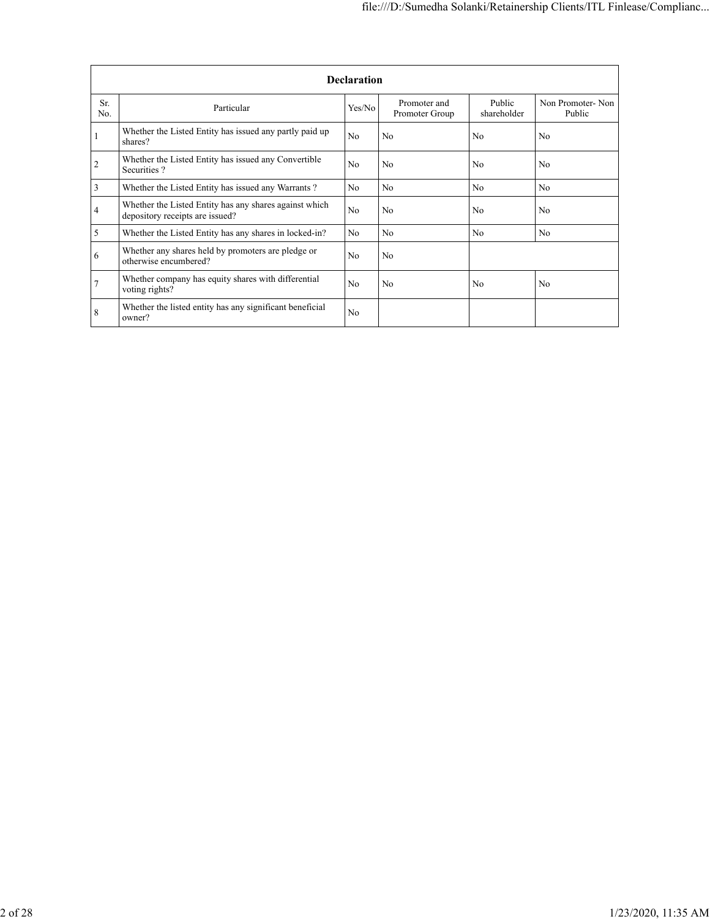| Declaration | | | | | |
|---|---|---|---|---|---|
| Sr. No. | Particular | Yes/No | Promoter and Promoter Group | Public shareholder | Non Promoter- Non Public |
| 1 | Whether the Listed Entity has issued any partly paid up shares? | No | No | No | No |
| 2 | Whether the Listed Entity has issued any Convertible Securities ? | No | No | No | No |
| 3 | Whether the Listed Entity has issued any Warrants ? | No | No | No | No |
| 4 | Whether the Listed Entity has any shares against which depository receipts are issued? | No | No | No | No |
| 5 | Whether the Listed Entity has any shares in locked-in? | No | No | No | No |
| 6 | Whether any shares held by promoters are pledge or otherwise encumbered? | No | No | | |
| 7 | Whether company has equity shares with differential voting rights? | No | No | No | No |
| 8 | Whether the listed entity has any significant beneficial owner? | No | | | |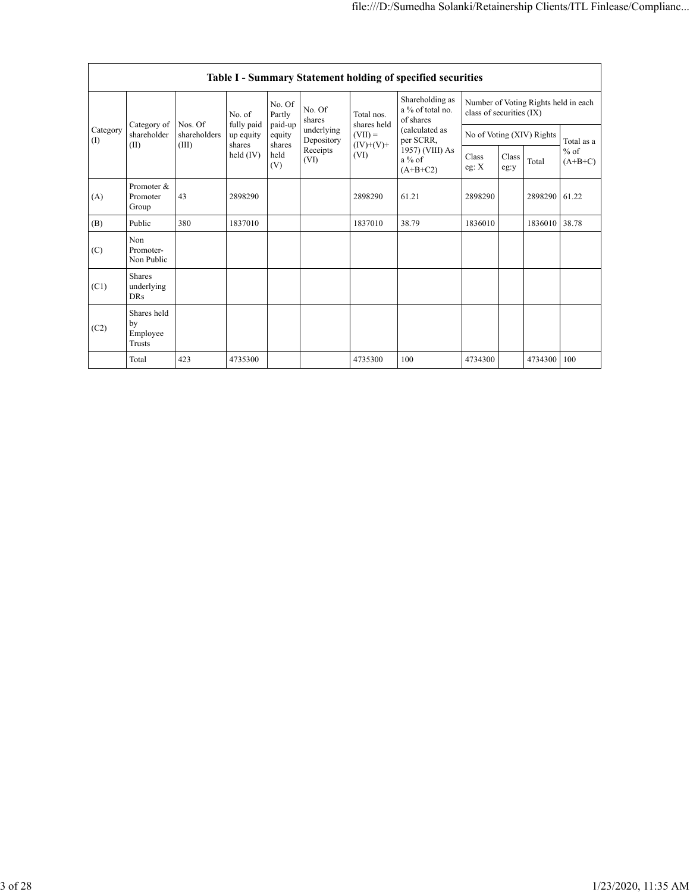| Table I - Summary Statement holding of specified securities | | | | | | | | | | | | |
|---|---|---|---|---|---|---|---|---|---|---|---|---|
| Category (I) | Category of shareholder (II) | Nos. Of shareholders (III) | No. of fully paid up equity shares held (IV) | No. Of Partly paid-up equity shares held (V) | No. Of shares underlying Depository Receipts (VI) | Total nos. shares held (VII) = (IV)+(V)+ (VI) | Shareholding as a % of total no. of shares (calculated as per SCRR, 1957) (VIII) As a % of (A+B+C2) | Number of Voting Rights held in each class of securities (IX) | | | |
| | | | | | | | | No of Voting (XIV) Rights | | | Total as a % of (A+B+C) |
| | | | | | | | | Class eg: X | Class eg:y | Total | |
| (A) | Promoter & Promoter Group | 43 | 2898290 | | | 2898290 | 61.21 | 2898290 | | 2898290 | 61.22 |
| (B) | Public | 380 | 1837010 | | | 1837010 | 38.79 | 1836010 | | 1836010 | 38.78 |
| (C) | Non Promoter- Non Public | | | | | | | | | | |
| (C1) | Shares underlying DRs | | | | | | | | | | |
| (C2) | Shares held by Employee Trusts | | | | | | | | | | |
| | Total | 423 | 4735300 | | | 4735300 | 100 | 4734300 | | 4734300 | 100 |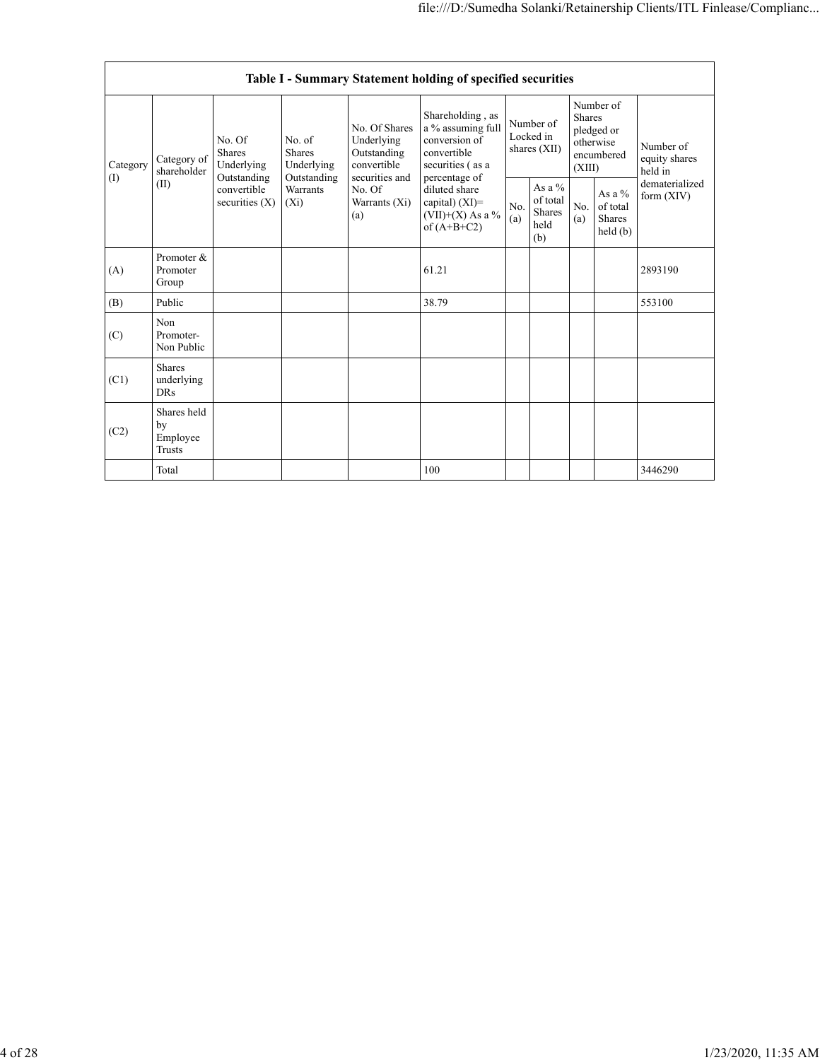| Table I - Summary Statement holding of specified securities | | | | | | | | | | |
|---|---|---|---|---|---|---|---|---|---|---|
| Category (I) | Category of shareholder (II) | No. Of Shares Underlying Outstanding convertible securities (X) | No. of Shares Underlying Outstanding Warrants (Xi) | No. Of Shares Underlying Outstanding convertible securities and No. Of Warrants (Xi) (a) | Shareholding , as a % assuming full conversion of convertible securities ( as a percentage of diluted share capital) (XI)= (VII)+(X) As a % of (A+B+C2) | Number of Locked in shares (XII) | | Number of Shares pledged or otherwise encumbered (XIII) | | Number of equity shares held in dematerialized form (XIV) |
| | | | | | | No. (a) | As a % of total Shares held (b) | No. (a) | As a % of total Shares held (b) | |
| (A) | Promoter & Promoter Group | | | | 61.21 | | | | | 2893190 |
| (B) | Public | | | | 38.79 | | | | | 553100 |
| (C) | Non Promoter- Non Public | | | | | | | | | |
| (C1) | Shares underlying DRs | | | | | | | | | |
| (C2) | Shares held by Employee Trusts | | | | | | | | | |
| | Total | | | | 100 | | | | | 3446290 |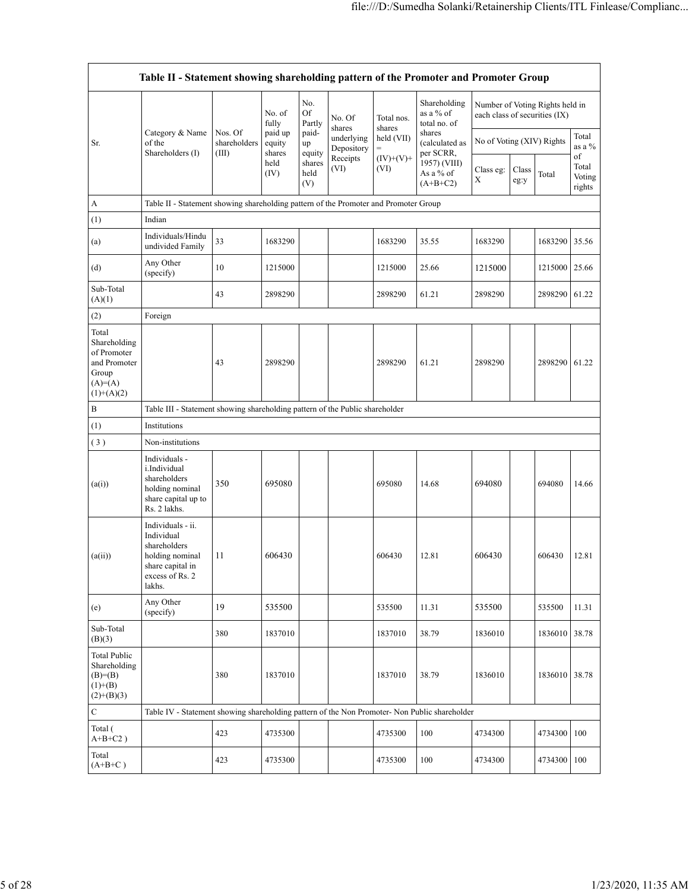| Table II - Statement showing shareholding pattern of the Promoter and Promoter Group | | | | | | | | | | | |
|---|---|---|---|---|---|---|---|---|---|---|---|
| Sr. | Category & Name of the Shareholders (I) | Nos. Of shareholders (III) | No. of fully paid up equity shares held (IV) | No. Of Partly paid-up equity shares held (V) | No. Of shares underlying Depository Receipts (VI) | Total nos. shares held (VII) = (IV)+(V)+ (VI) | Shareholding as a % of total no. of shares (calculated as per SCRR, 1957) (VIII) As a % of (A+B+C2) | Number of Voting Rights held in each class of securities (IX) | | | |
| | | | | | | | | No of Voting (XIV) Rights | | | Total as a % of Total Voting rights |
| | | | | | | | | Class eg: X | Class eg:y | Total | |
| A | Table II - Statement showing shareholding pattern of the Promoter and Promoter Group | | | | | | | | | | |
| (1) | Indian | | | | | | | | | | |
| (a) | Individuals/Hindu undivided Family | 33 | 1683290 | | | 1683290 | 35.55 | 1683290 | | 1683290 | 35.56 |
| (d) | Any Other (specify) | 10 | 1215000 | | | 1215000 | 25.66 | 1215000 | | 1215000 | 25.66 |
| Sub-Total (A)(1) | | 43 | 2898290 | | | 2898290 | 61.21 | 2898290 | | 2898290 | 61.22 |
| (2) | Foreign | | | | | | | | | | |
| Total Shareholding of Promoter and Promoter Group (A)=(A)(1)+(A)(2) | | 43 | 2898290 | | | 2898290 | 61.21 | 2898290 | | 2898290 | 61.22 |
| B | Table III - Statement showing shareholding pattern of the Public shareholder | | | | | | | | | | |
| (1) | Institutions | | | | | | | | | | |
| (3) | Non-institutions | | | | | | | | | | |
| (a(i)) | Individuals - i.Individual shareholders holding nominal share capital up to Rs. 2 lakhs. | 350 | 695080 | | | 695080 | 14.68 | 694080 | | 694080 | 14.66 |
| (a(ii)) | Individuals - ii. Individual shareholders holding nominal share capital in excess of Rs. 2 lakhs. | 11 | 606430 | | | 606430 | 12.81 | 606430 | | 606430 | 12.81 |
| (e) | Any Other (specify) | 19 | 535500 | | | 535500 | 11.31 | 535500 | | 535500 | 11.31 |
| Sub-Total (B)(3) | | 380 | 1837010 | | | 1837010 | 38.79 | 1836010 | | 1836010 | 38.78 |
| Total Public Shareholding (B)=(B)(1)+(B)(2)+(B)(3) | | 380 | 1837010 | | | 1837010 | 38.79 | 1836010 | | 1836010 | 38.78 |
| C | Table IV - Statement showing shareholding pattern of the Non Promoter- Non Public shareholder | | | | | | | | | | |
| Total ( A+B+C2 ) | | 423 | 4735300 | | | 4735300 | 100 | 4734300 | | 4734300 | 100 |
| Total (A+B+C ) | | 423 | 4735300 | | | 4735300 | 100 | 4734300 | | 4734300 | 100 |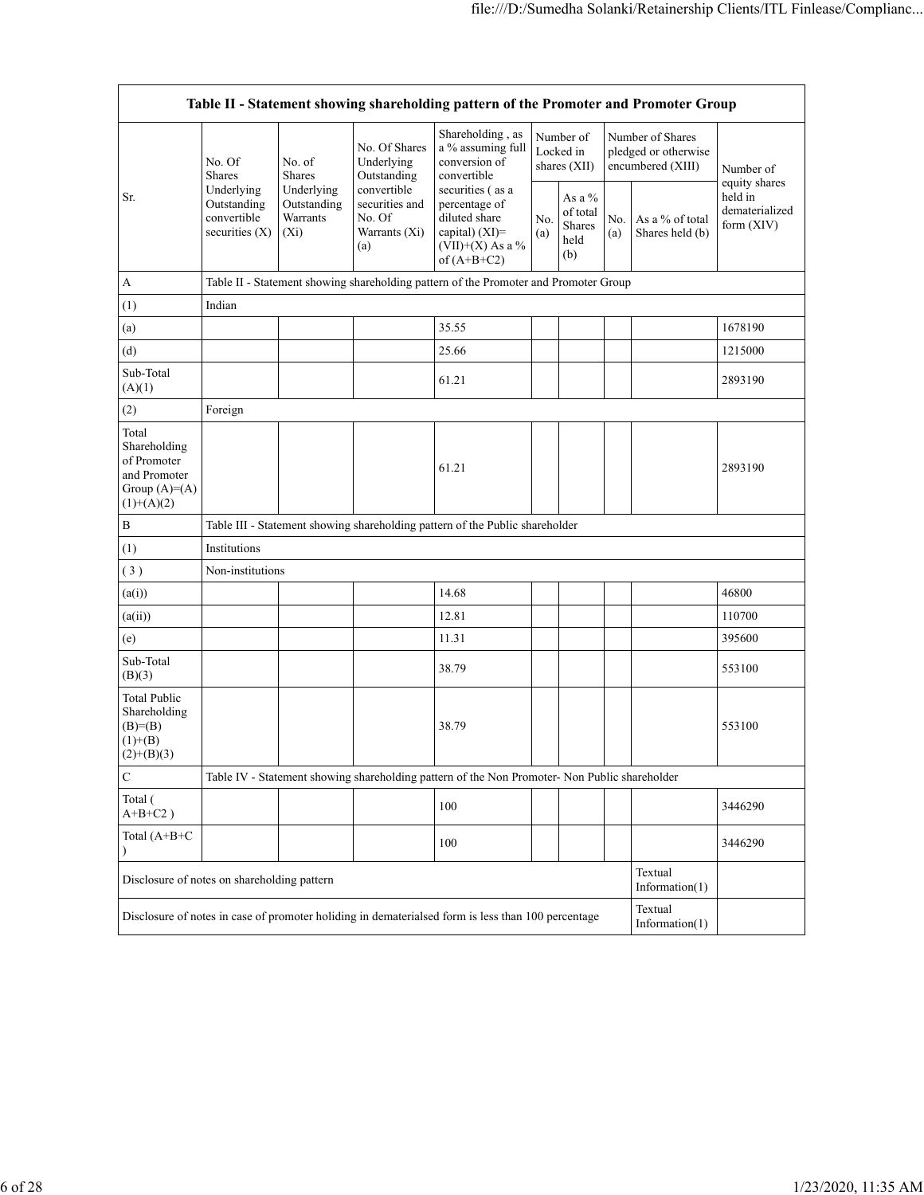| Table II - Statement showing shareholding pattern of the Promoter and Promoter Group | | | | | | | | | |
|---|---|---|---|---|---|---|---|---|---|
| Sr. | No. Of Shares Underlying Outstanding convertible securities (X) | No. of Shares Underlying Outstanding Warrants (Xi) | No. Of Shares Underlying Outstanding convertible securities and No. Of Warrants (Xi) (a) | Shareholding , as a % assuming full conversion of convertible securities ( as a percentage of diluted share capital) (XI)= (VII)+(X) As a % of (A+B+C2) | Number of Locked in shares (XII) | | Number of Shares pledged or otherwise encumbered (XIII) | | Number of equity shares held in dematerialized form (XIV) |
| | | | | | No. (a) | As a % of total Shares held (b) | No. (a) | As a % of total Shares held (b) | |
| A | Table II - Statement showing shareholding pattern of the Promoter and Promoter Group | | | | | | | | |
| (1) | Indian | | | | | | | | |
| (a) | | | | 35.55 | | | | | 1678190 |
| (d) | | | | 25.66 | | | | | 1215000 |
| Sub-Total (A)(1) | | | | 61.21 | | | | | 2893190 |
| (2) | Foreign | | | | | | | | |
| Total Shareholding of Promoter and Promoter Group (A)=(A)(1)+(A)(2) | | | | 61.21 | | | | | 2893190 |
| B | Table III - Statement showing shareholding pattern of the Public shareholder | | | | | | | | |
| (1) | Institutions | | | | | | | | |
| ( 3 ) | Non-institutions | | | | | | | | |
| (a(i)) | | | | 14.68 | | | | | 46800 |
| (a(ii)) | | | | 12.81 | | | | | 110700 |
| (e) | | | | 11.31 | | | | | 395600 |
| Sub-Total (B)(3) | | | | 38.79 | | | | | 553100 |
| Total Public Shareholding (B)=(B)(1)+(B)(2)+(B)(3) | | | | 38.79 | | | | | 553100 |
| C | Table IV - Statement showing shareholding pattern of the Non Promoter- Non Public shareholder | | | | | | | | |
| Total ( A+B+C2 ) | | | | 100 | | | | | 3446290 |
| Total (A+B+C ) | | | | 100 | | | | | 3446290 |
| Disclosure of notes on shareholding pattern | | | | | | | | Textual Information(1) | |
| Disclosure of notes in case of promoter holiding in dematerialsed form is less than 100 percentage | | | | | | | | Textual Information(1) | |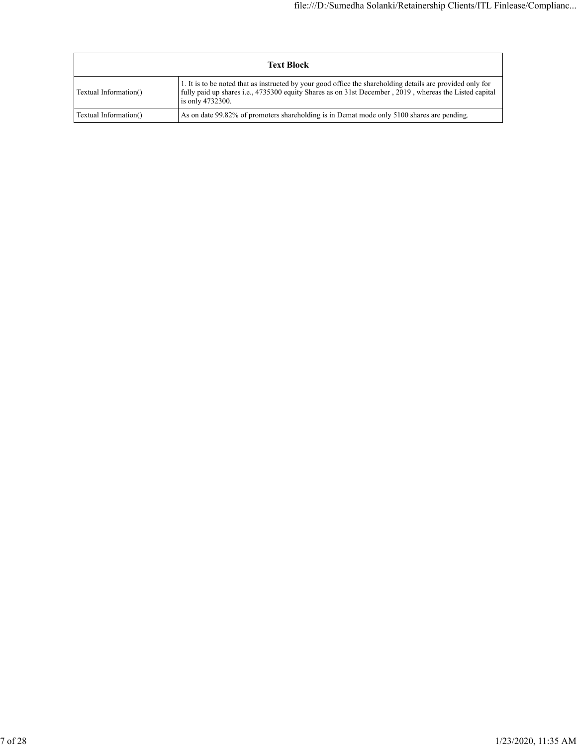| Text Block | |
|---|---|
| Textual Information() | 1. It is to be noted that as instructed by your good office the shareholding details are provided only for fully paid up shares i.e., 4735300 equity Shares as on 31st December , 2019 , whereas the Listed capital is only 4732300. |
| Textual Information() | As on date 99.82% of promoters shareholding is in Demat mode only 5100 shares are pending. |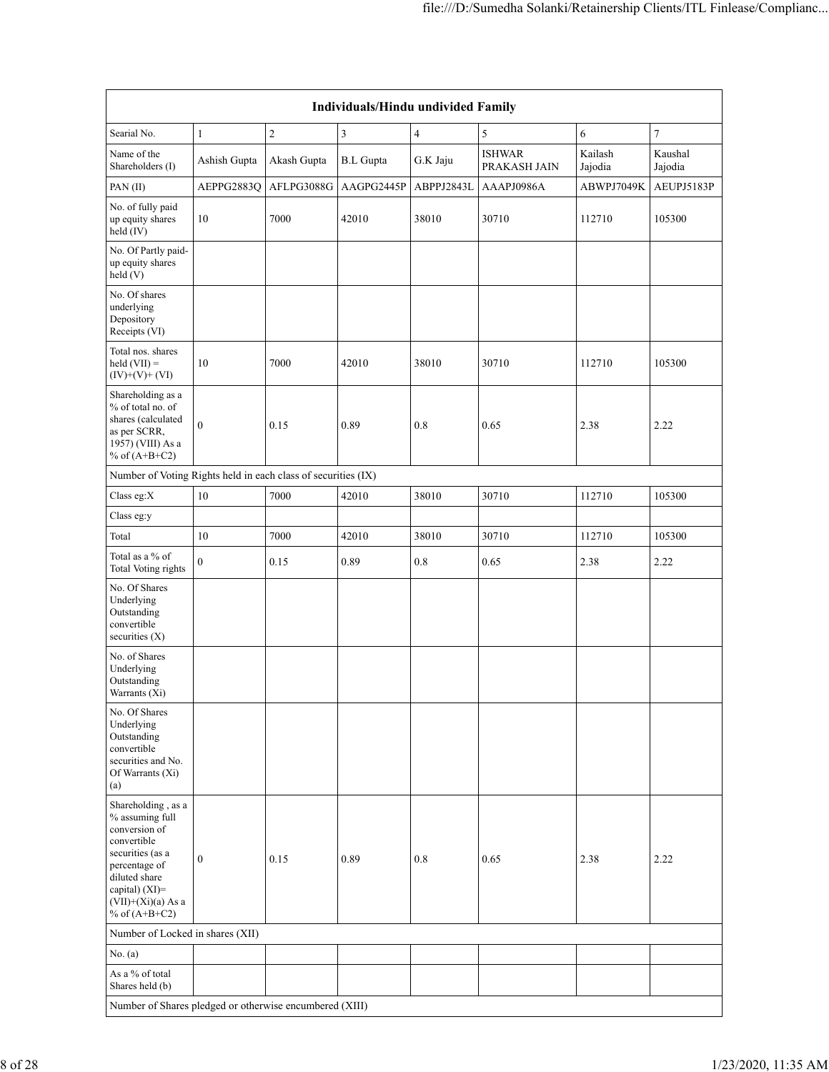| Individuals/Hindu undivided Family | | | | | | | |
|---|---|---|---|---|---|---|---|
| Searial No. | 1 | 2 | 3 | 4 | 5 | 6 | 7 |
| Name of the Shareholders (I) | Ashish Gupta | Akash Gupta | B.L Gupta | G.K Jaju | ISHWAR PRAKASH JAIN | Kailash Jajodia | Kaushal Jajodia |
| PAN (II) | AEPPG2883Q | AFLPG3088G | AAGPG2445P | ABPPJ2843L | AAAPJ0986A | ABWPJ7049K | AEUPJ5183P |
| No. of fully paid up equity shares held (IV) | 10 | 7000 | 42010 | 38010 | 30710 | 112710 | 105300 |
| No. Of Partly paid-up equity shares held (V) | | | | | | | |
| No. Of shares underlying Depository Receipts (VI) | | | | | | | |
| Total nos. shares held (VII) = (IV)+(V)+ (VI) | 10 | 7000 | 42010 | 38010 | 30710 | 112710 | 105300 |
| Shareholding as a % of total no. of shares (calculated as per SCRR, 1957) (VIII) As a % of (A+B+C2) | 0 | 0.15 | 0.89 | 0.8 | 0.65 | 2.38 | 2.22 |
| Number of Voting Rights held in each class of securities (IX) | | | | | | | |
| Class eg:X | 10 | 7000 | 42010 | 38010 | 30710 | 112710 | 105300 |
| Class eg:y | | | | | | | |
| Total | 10 | 7000 | 42010 | 38010 | 30710 | 112710 | 105300 |
| Total as a % of Total Voting rights | 0 | 0.15 | 0.89 | 0.8 | 0.65 | 2.38 | 2.22 |
| No. Of Shares Underlying Outstanding convertible securities (X) | | | | | | | |
| No. of Shares Underlying Outstanding Warrants (Xi) | | | | | | | |
| No. Of Shares Underlying Outstanding convertible securities and No. Of Warrants (Xi) (a) | | | | | | | |
| Shareholding , as a % assuming full conversion of convertible securities (as a percentage of diluted share capital) (XI)= (VII)+(Xi)(a) As a % of (A+B+C2) | 0 | 0.15 | 0.89 | 0.8 | 0.65 | 2.38 | 2.22 |
| Number of Locked in shares (XII) | | | | | | | |
| No. (a) | | | | | | | |
| As a % of total Shares held (b) | | | | | | | |
| Number of Shares pledged or otherwise encumbered (XIII) | | | | | | | |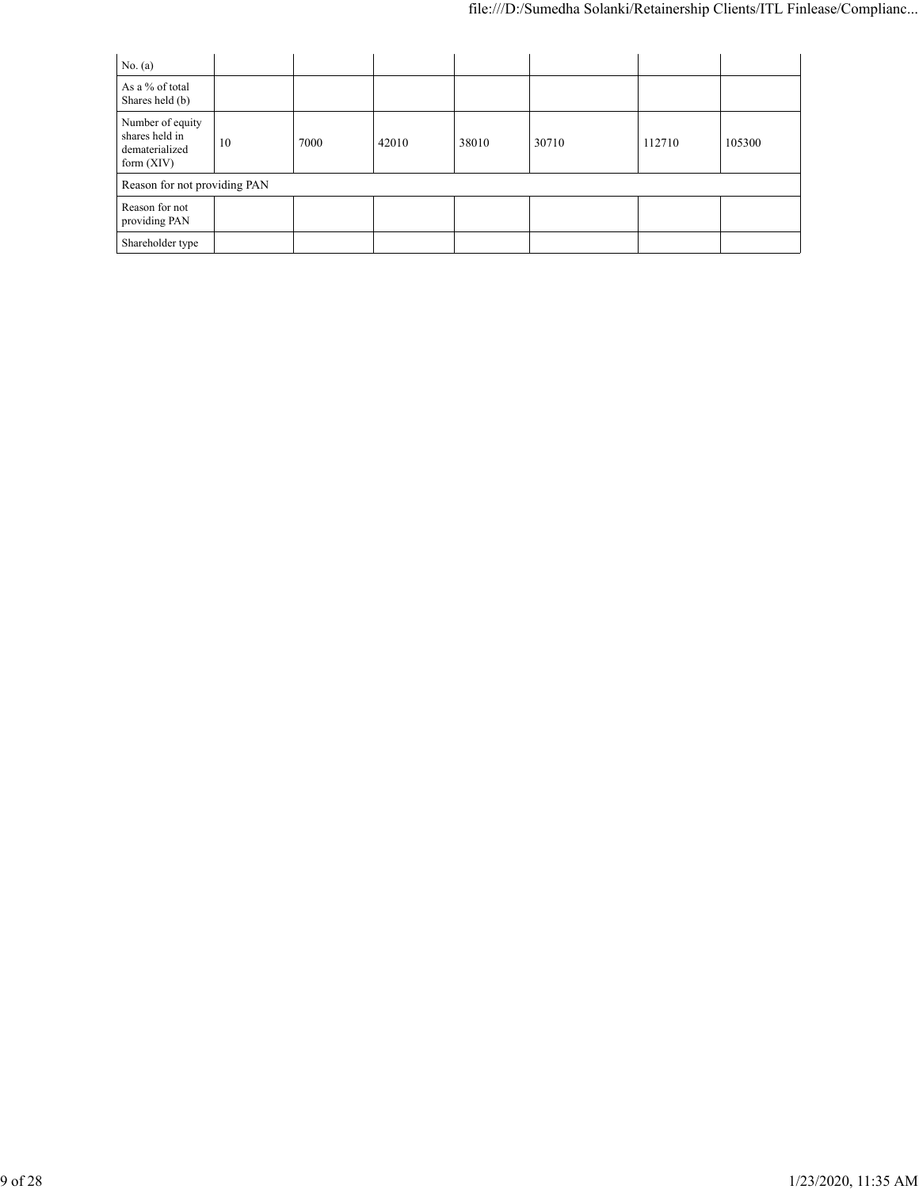| No. (a) | | | | | | | |
|---|---|---|---|---|---|---|---|
| As a % of total Shares held (b) | | | | | | | |
| Number of equity shares held in dematerialized form (XIV) | 10 | 7000 | 42010 | 38010 | 30710 | 112710 | 105300 |
| Reason for not providing PAN | | | | | | | |
| Reason for not providing PAN | | | | | | | |
| Shareholder type | | | | | | | |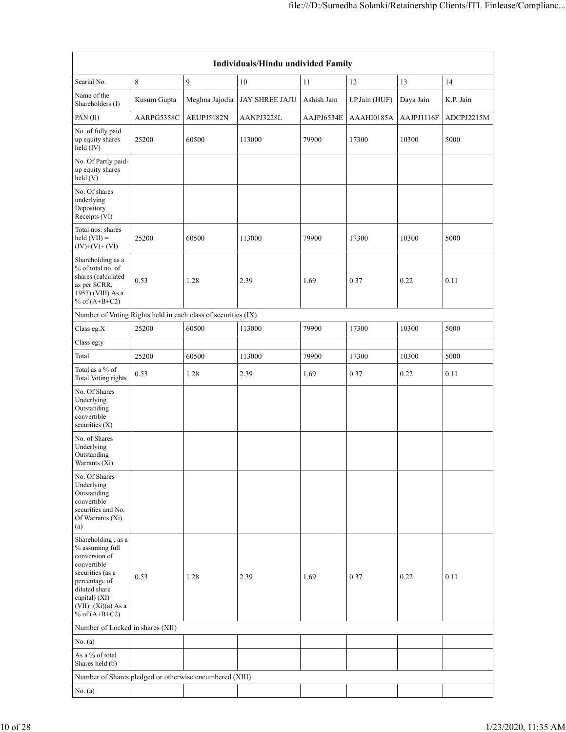| Individuals/Hindu undivided Family | | | | | | | |
|---|---|---|---|---|---|---|---|
| Searial No. | 8 | 9 | 10 | 11 | 12 | 13 | 14 |
| Name of the Shareholders (I) | Kusum Gupta | Meghna Jajodia | JAY SHREE JAJU | Ashish Jain | I.P.Jain (HUF) | Daya Jain | K.P. Jain |
| PAN (II) | AARPG5358C | AEUPJ5182N | AANPJ3228L | AAJPJ6534E | AAAHI0185A | AAJPJ1116F | ADCPJ2215M |
| No. of fully paid up equity shares held (IV) | 25200 | 60500 | 113000 | 79900 | 17300 | 10300 | 5000 |
| No. Of Partly paid-up equity shares held (V) | | | | | | | |
| No. Of shares underlying Depository Receipts (VI) | | | | | | | |
| Total nos. shares held (VII) = (IV)+(V)+ (VI) | 25200 | 60500 | 113000 | 79900 | 17300 | 10300 | 5000 |
| Shareholding as a % of total no. of shares (calculated as per SCRR, 1957) (VIII) As a % of (A+B+C2) | 0.53 | 1.28 | 2.39 | 1.69 | 0.37 | 0.22 | 0.11 |
| Number of Voting Rights held in each class of securities (IX) | | | | | | | |
| Class eg:X | 25200 | 60500 | 113000 | 79900 | 17300 | 10300 | 5000 |
| Class eg:y | | | | | | | |
| Total | 25200 | 60500 | 113000 | 79900 | 17300 | 10300 | 5000 |
| Total as a % of Total Voting rights | 0.53 | 1.28 | 2.39 | 1.69 | 0.37 | 0.22 | 0.11 |
| No. Of Shares Underlying Outstanding convertible securities (X) | | | | | | | |
| No. of Shares Underlying Outstanding Warrants (Xi) | | | | | | | |
| No. Of Shares Underlying Outstanding convertible securities and No. Of Warrants (Xi) (a) | | | | | | | |
| Shareholding , as a % assuming full conversion of convertible securities (as a percentage of diluted share capital) (XI)= (VII)+(Xi)(a) As a % of (A+B+C2) | 0.53 | 1.28 | 2.39 | 1.69 | 0.37 | 0.22 | 0.11 |
| Number of Locked in shares (XII) | | | | | | | |
| No. (a) | | | | | | | |
| As a % of total Shares held (b) | | | | | | | |
| Number of Shares pledged or otherwise encumbered (XIII) | | | | | | | |
| No. (a) | | | | | | | |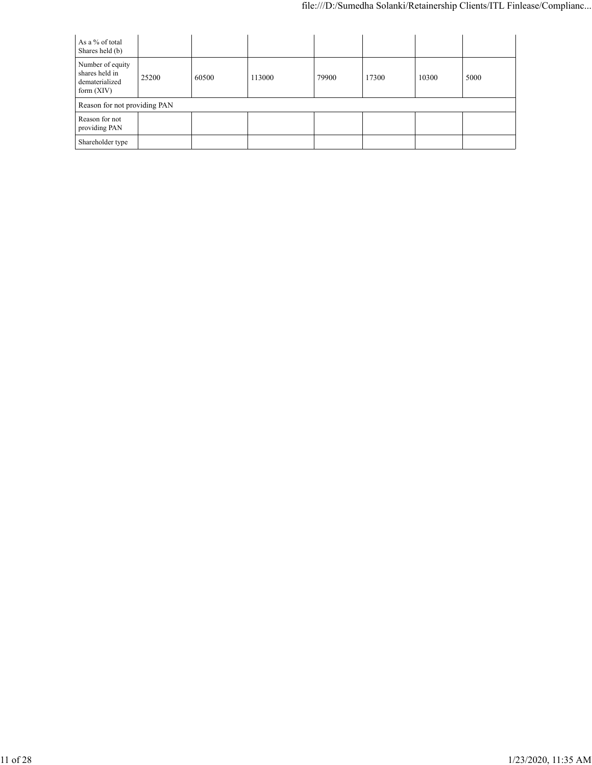| As a % of total Shares held (b) | | | | | | | |
|---|---|---|---|---|---|---|---|
| Number of equity shares held in dematerialized form (XIV) | 25200 | 60500 | 113000 | 79900 | 17300 | 10300 | 5000 |
| Reason for not providing PAN | | | | | | | |
| Reason for not providing PAN | | | | | | | |
| Shareholder type | | | | | | | |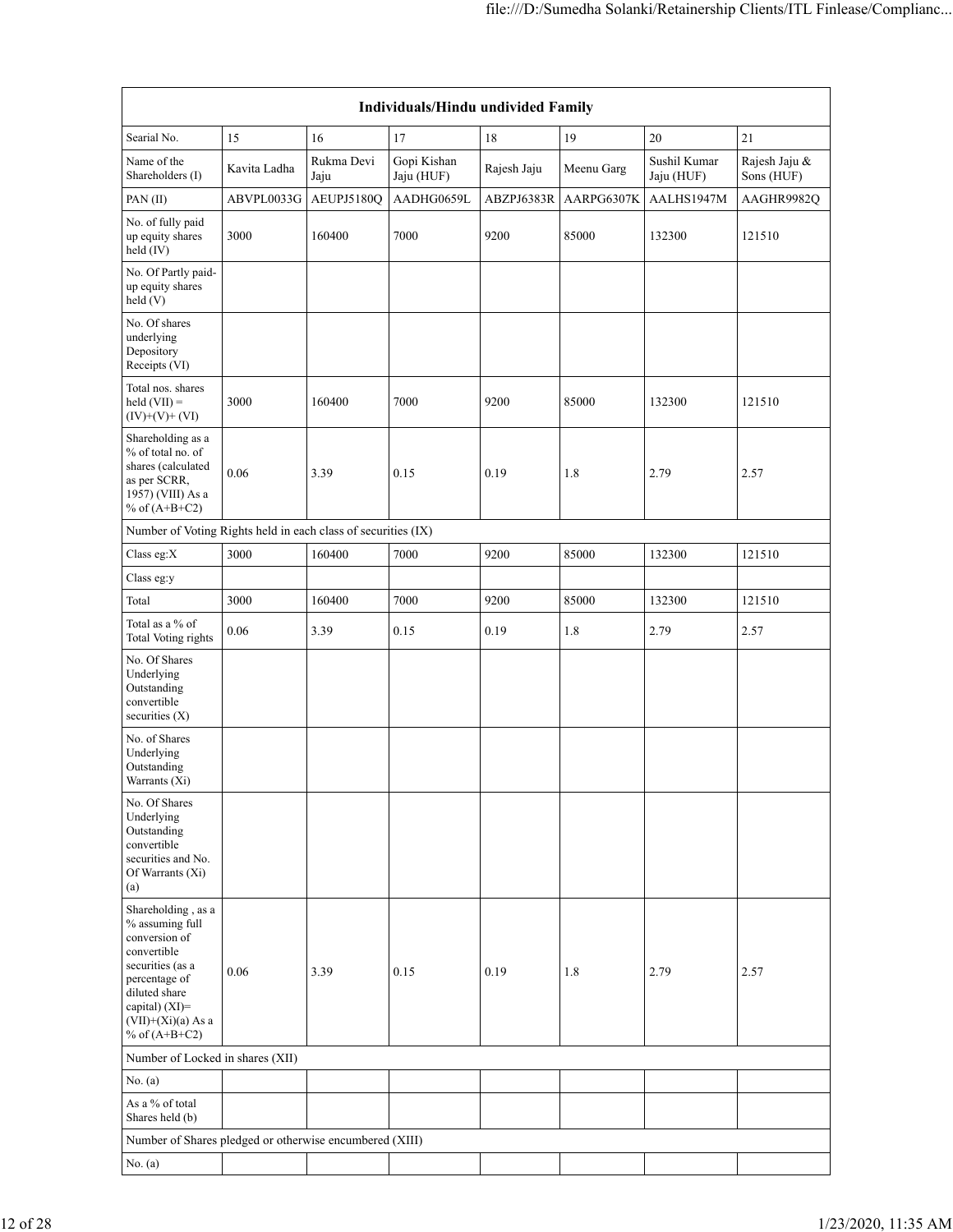| Individuals/Hindu undivided Family | | | | | | | |
|---|---|---|---|---|---|---|---|
| Searial No. | 15 | 16 | 17 | 18 | 19 | 20 | 21 |
| Name of the Shareholders (I) | Kavita Ladha | Rukma Devi Jaju | Gopi Kishan Jaju (HUF) | Rajesh Jaju | Meenu Garg | Sushil Kumar Jaju (HUF) | Rajesh Jaju & Sons (HUF) |
| PAN (II) | ABVPL0033G | AEUPJ5180Q | AADHG0659L | ABZPJ6383R | AARPG6307K | AALHS1947M | AAGHR9982Q |
| No. of fully paid up equity shares held (IV) | 3000 | 160400 | 7000 | 9200 | 85000 | 132300 | 121510 |
| No. Of Partly paid-up equity shares held (V) | | | | | | | |
| No. Of shares underlying Depository Receipts (VI) | | | | | | | |
| Total nos. shares held (VII) = (IV)+(V)+ (VI) | 3000 | 160400 | 7000 | 9200 | 85000 | 132300 | 121510 |
| Shareholding as a % of total no. of shares (calculated as per SCRR, 1957) (VIII) As a % of (A+B+C2) | 0.06 | 3.39 | 0.15 | 0.19 | 1.8 | 2.79 | 2.57 |
| Number of Voting Rights held in each class of securities (IX) | | | | | | | |
| Class eg:X | 3000 | 160400 | 7000 | 9200 | 85000 | 132300 | 121510 |
| Class eg:y | | | | | | | |
| Total | 3000 | 160400 | 7000 | 9200 | 85000 | 132300 | 121510 |
| Total as a % of Total Voting rights | 0.06 | 3.39 | 0.15 | 0.19 | 1.8 | 2.79 | 2.57 |
| No. Of Shares Underlying Outstanding convertible securities (X) | | | | | | | |
| No. of Shares Underlying Outstanding Warrants (Xi) | | | | | | | |
| No. Of Shares Underlying Outstanding convertible securities and No. Of Warrants (Xi) (a) | | | | | | | |
| Shareholding , as a % assuming full conversion of convertible securities (as a percentage of diluted share capital) (XI)= (VII)+(Xi)(a) As a % of (A+B+C2) | 0.06 | 3.39 | 0.15 | 0.19 | 1.8 | 2.79 | 2.57 |
| Number of Locked in shares (XII) | | | | | | | |
| No. (a) | | | | | | | |
| As a % of total Shares held (b) | | | | | | | |
| Number of Shares pledged or otherwise encumbered (XIII) | | | | | | | |
| No. (a) | | | | | | | |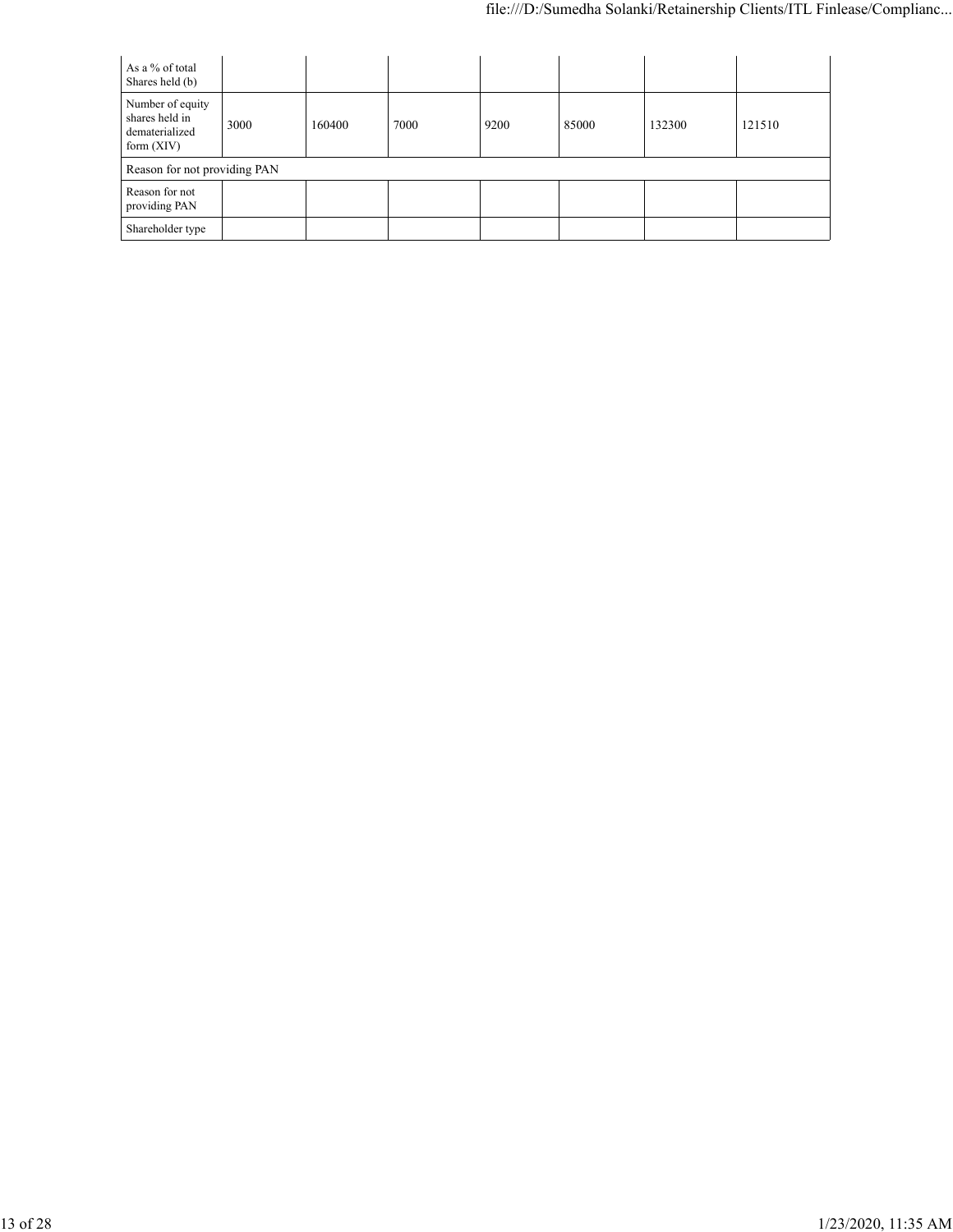| As a % of total Shares held (b) | | | | | | | |
|---|---|---|---|---|---|---|---|
| Number of equity shares held in dematerialized form (XIV) | 3000 | 160400 | 7000 | 9200 | 85000 | 132300 | 121510 |
| Reason for not providing PAN | | | | | | | |
| Reason for not providing PAN | | | | | | | |
| Shareholder type | | | | | | | |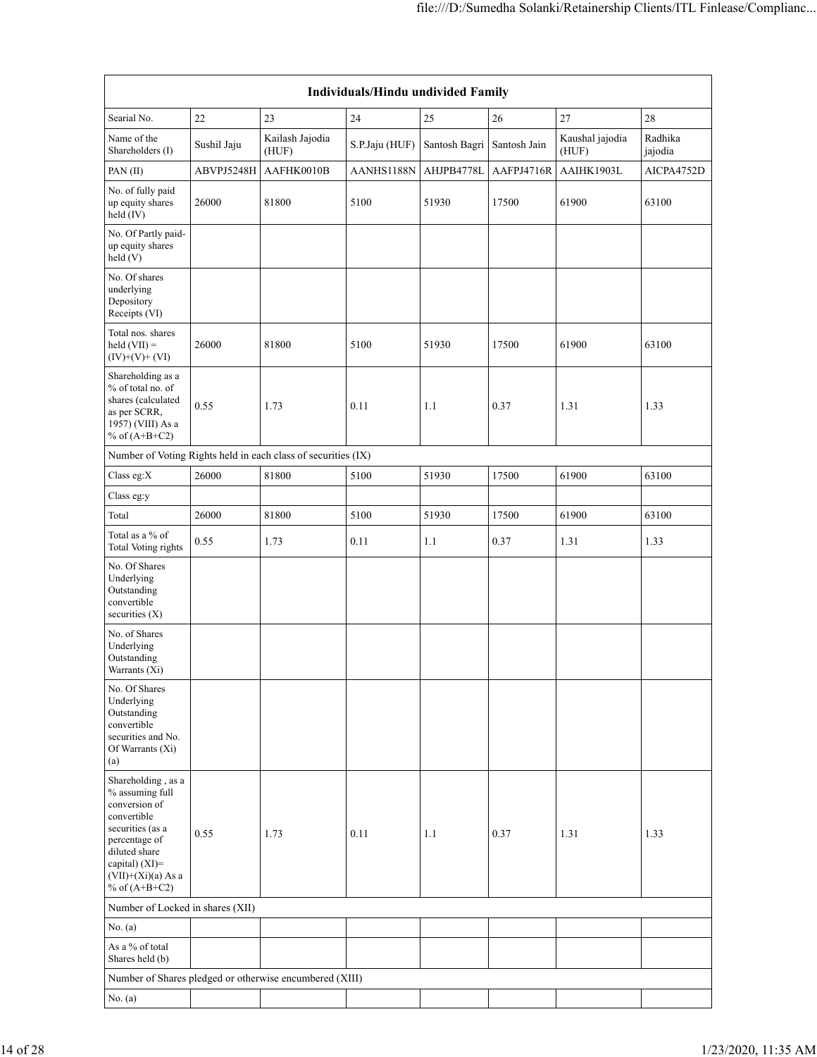| Individuals/Hindu undivided Family | | | | | | | |
|---|---|---|---|---|---|---|---|
| Searial No. | 22 | 23 | 24 | 25 | 26 | 27 | 28 |
| Name of the Shareholders (I) | Sushil Jaju | Kailash Jajodia (HUF) | S.P.Jaju (HUF) | Santosh Bagri | Santosh Jain | Kaushal jajodia (HUF) | Radhika jajodia |
| PAN (II) | ABVPJ5248H | AAFHK0010B | AANHS1188N | AHJPB4778L | AAFPJ4716R | AAIHK1903L | AICPA4752D |
| No. of fully paid up equity shares held (IV) | 26000 | 81800 | 5100 | 51930 | 17500 | 61900 | 63100 |
| No. Of Partly paid-up equity shares held (V) | | | | | | | |
| No. Of shares underlying Depository Receipts (VI) | | | | | | | |
| Total nos. shares held (VII) = (IV)+(V)+ (VI) | 26000 | 81800 | 5100 | 51930 | 17500 | 61900 | 63100 |
| Shareholding as a % of total no. of shares (calculated as per SCRR, 1957) (VIII) As a % of (A+B+C2) | 0.55 | 1.73 | 0.11 | 1.1 | 0.37 | 1.31 | 1.33 |
| Number of Voting Rights held in each class of securities (IX) | | | | | | | |
| Class eg:X | 26000 | 81800 | 5100 | 51930 | 17500 | 61900 | 63100 |
| Class eg:y | | | | | | | |
| Total | 26000 | 81800 | 5100 | 51930 | 17500 | 61900 | 63100 |
| Total as a % of Total Voting rights | 0.55 | 1.73 | 0.11 | 1.1 | 0.37 | 1.31 | 1.33 |
| No. Of Shares Underlying Outstanding convertible securities (X) | | | | | | | |
| No. of Shares Underlying Outstanding Warrants (Xi) | | | | | | | |
| No. Of Shares Underlying Outstanding convertible securities and No. Of Warrants (Xi) (a) | | | | | | | |
| Shareholding , as a % assuming full conversion of convertible securities (as a percentage of diluted share capital) (XI)= (VII)+(Xi)(a) As a % of (A+B+C2) | 0.55 | 1.73 | 0.11 | 1.1 | 0.37 | 1.31 | 1.33 |
| Number of Locked in shares (XII) | | | | | | | |
| No. (a) | | | | | | | |
| As a % of total Shares held (b) | | | | | | | |
| Number of Shares pledged or otherwise encumbered (XIII) | | | | | | | |
| No. (a) | | | | | | | |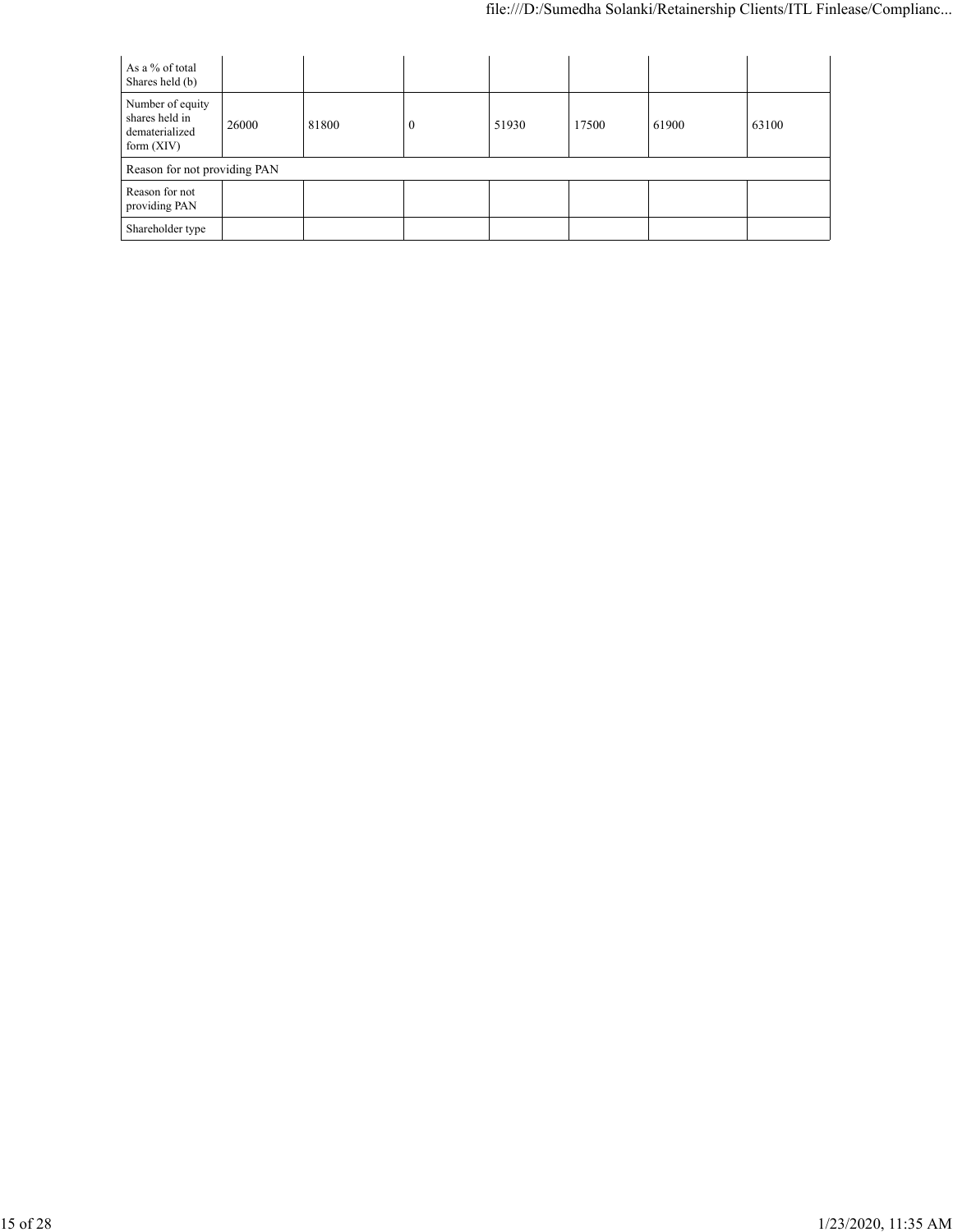| | | | | | | | |
|---|---|---|---|---|---|---|---|
| As a % of total Shares held (b) | | | | | | | |
| Number of equity shares held in dematerialized form (XIV) | 26000 | 81800 | 0 | 51930 | 17500 | 61900 | 63100 |
| Reason for not providing PAN | | | | | | | |
| Reason for not providing PAN | | | | | | | |
| Shareholder type | | | | | | | |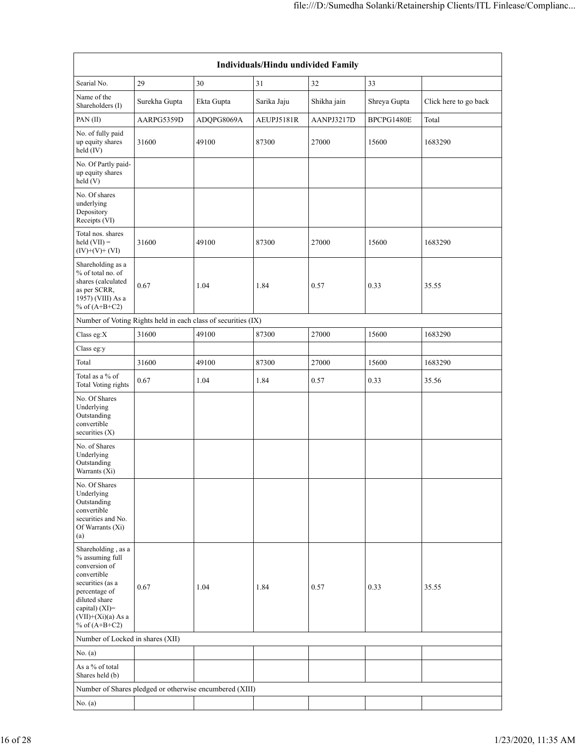| Individuals/Hindu undivided Family | | | | | | |
|---|---|---|---|---|---|---|
| Searial No. | 29 | 30 | 31 | 32 | 33 | |
| Name of the Shareholders (I) | Surekha Gupta | Ekta Gupta | Sarika Jaju | Shikha jain | Shreya Gupta | Click here to go back |
| PAN (II) | AARPG5359D | ADQPG8069A | AEUPJ5181R | AANPJ3217D | BPCPG1480E | Total |
| No. of fully paid up equity shares held (IV) | 31600 | 49100 | 87300 | 27000 | 15600 | 1683290 |
| No. Of Partly paid-up equity shares held (V) | | | | | | |
| No. Of shares underlying Depository Receipts (VI) | | | | | | |
| Total nos. shares held (VII) = (IV)+(V)+ (VI) | 31600 | 49100 | 87300 | 27000 | 15600 | 1683290 |
| Shareholding as a % of total no. of shares (calculated as per SCRR, 1957) (VIII) As a % of (A+B+C2) | 0.67 | 1.04 | 1.84 | 0.57 | 0.33 | 35.55 |
| Number of Voting Rights held in each class of securities (IX) | | | | | | |
| Class eg:X | 31600 | 49100 | 87300 | 27000 | 15600 | 1683290 |
| Class eg:y | | | | | | |
| Total | 31600 | 49100 | 87300 | 27000 | 15600 | 1683290 |
| Total as a % of Total Voting rights | 0.67 | 1.04 | 1.84 | 0.57 | 0.33 | 35.56 |
| No. Of Shares Underlying Outstanding convertible securities (X) | | | | | | |
| No. of Shares Underlying Outstanding Warrants (Xi) | | | | | | |
| No. Of Shares Underlying Outstanding convertible securities and No. Of Warrants (Xi) (a) | | | | | | |
| Shareholding , as a % assuming full conversion of convertible securities (as a percentage of diluted share capital) (XI)= (VII)+(Xi)(a) As a % of (A+B+C2) | 0.67 | 1.04 | 1.84 | 0.57 | 0.33 | 35.55 |
| Number of Locked in shares (XII) | | | | | | |
| No. (a) | | | | | | |
| As a % of total Shares held (b) | | | | | | |
| Number of Shares pledged or otherwise encumbered (XIII) | | | | | | |
| No. (a) | | | | | | |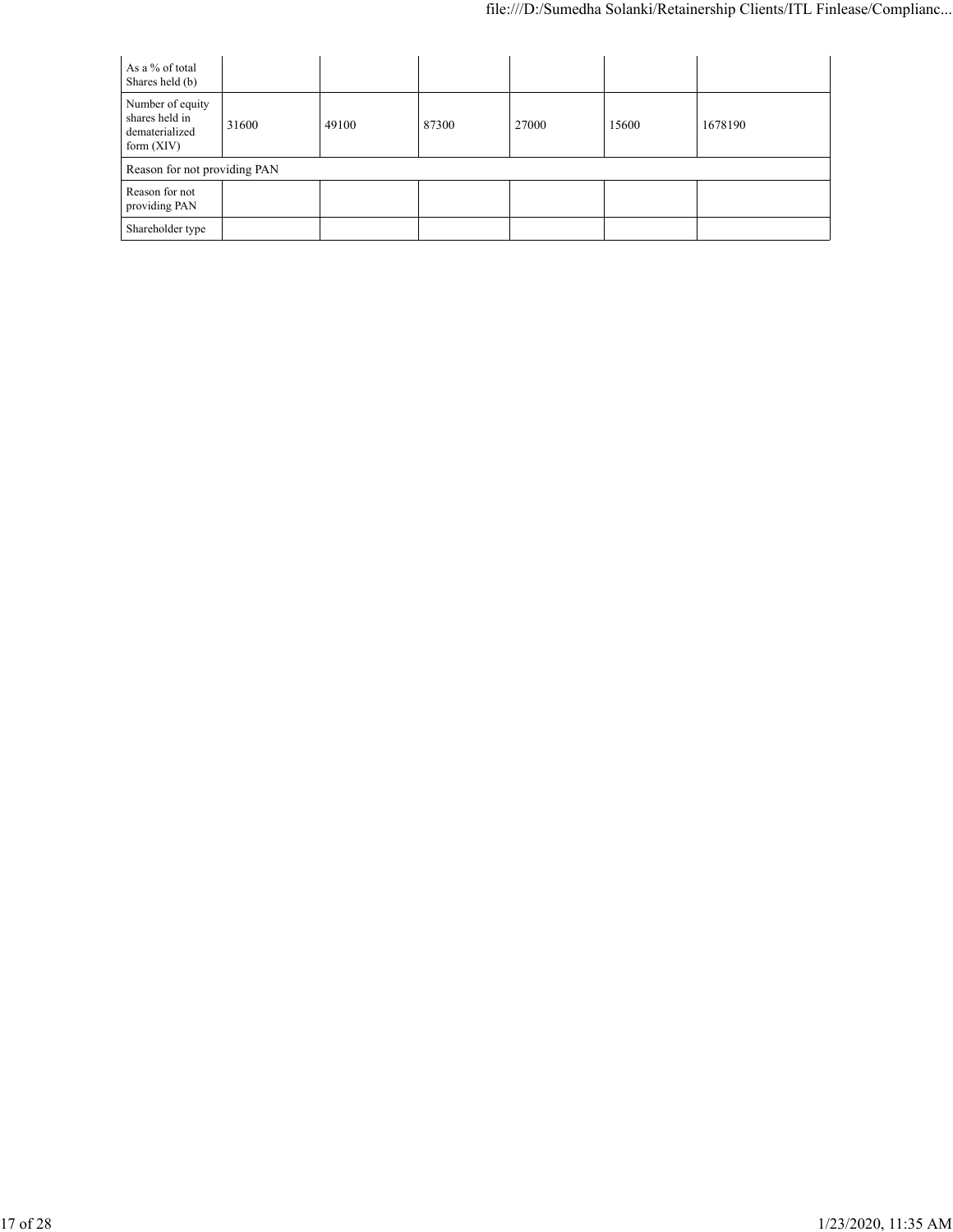| | | | | | | |
|---|---|---|---|---|---|---|
| As a % of total Shares held (b) | | | | | | |
| Number of equity shares held in dematerialized form (XIV) | 31600 | 49100 | 87300 | 27000 | 15600 | 1678190 |
| Reason for not providing PAN | | | | | | |
| Reason for not providing PAN | | | | | | |
| Shareholder type | | | | | | |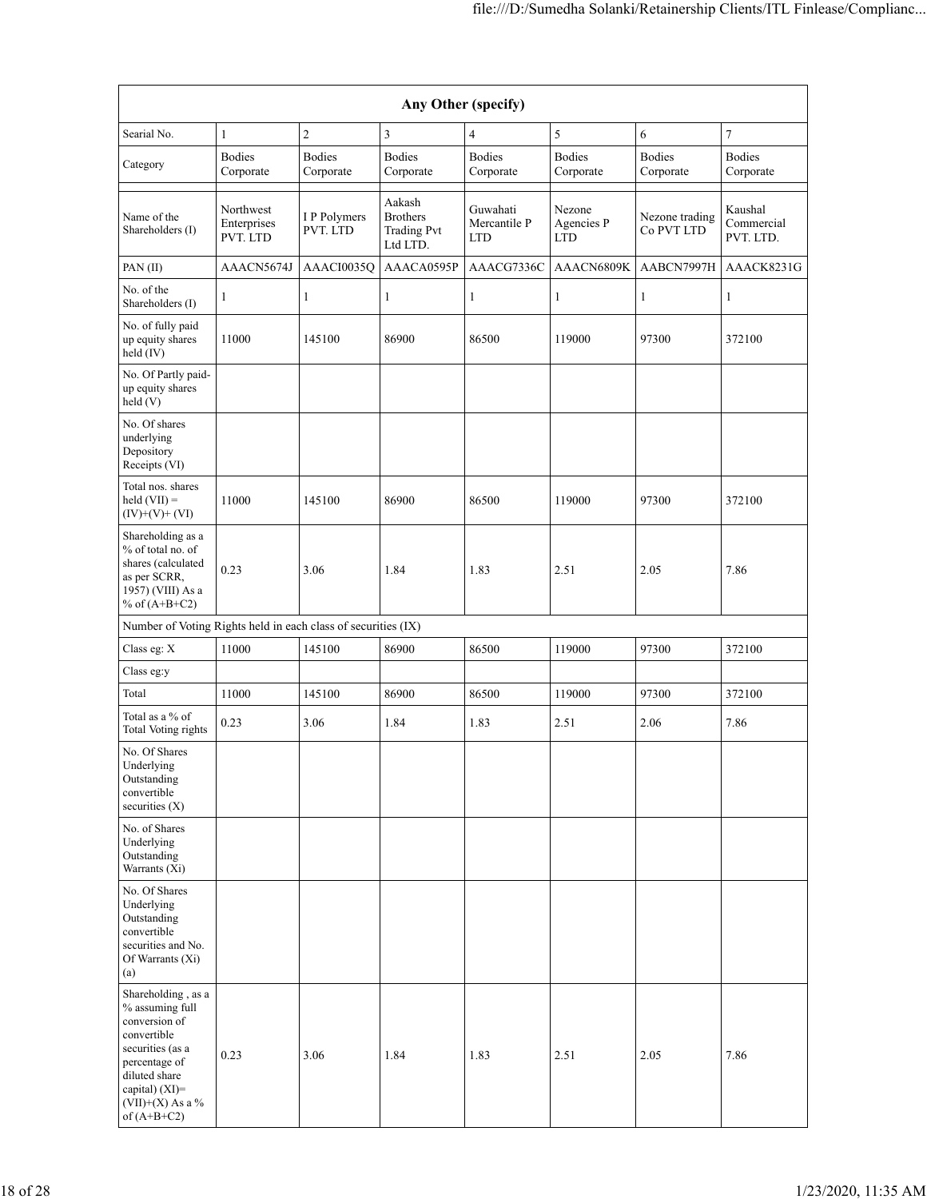| Any Other (specify) | | | | | | | |
|---|---|---|---|---|---|---|---|
| Searial No. | 1 | 2 | 3 | 4 | 5 | 6 | 7 |
| Category | Bodies Corporate | Bodies Corporate | Bodies Corporate | Bodies Corporate | Bodies Corporate | Bodies Corporate | Bodies Corporate |
| Name of the Shareholders (I) | Northwest Enterprises PVT. LTD | I P Polymers PVT. LTD | Aakash Brothers Trading Pvt Ltd LTD. | Guwahati Mercantile P LTD | Nezone Agencies P LTD | Nezone trading Co PVT LTD | Kaushal Commercial PVT. LTD. |
| PAN (II) | AAACN5674J | AAACI0035Q | AAACA0595P | AAACG7336C | AAACN6809K | AABCN7997H | AAACK8231G |
| No. of the Shareholders (I) | 1 | 1 | 1 | 1 | 1 | 1 | 1 |
| No. of fully paid up equity shares held (IV) | 11000 | 145100 | 86900 | 86500 | 119000 | 97300 | 372100 |
| No. Of Partly paid-up equity shares held (V) | | | | | | | |
| No. Of shares underlying Depository Receipts (VI) | | | | | | | |
| Total nos. shares held (VII) = (IV)+(V)+ (VI) | 11000 | 145100 | 86900 | 86500 | 119000 | 97300 | 372100 |
| Shareholding as a % of total no. of shares (calculated as per SCRR, 1957) (VIII) As a % of (A+B+C2) | 0.23 | 3.06 | 1.84 | 1.83 | 2.51 | 2.05 | 7.86 |
| Number of Voting Rights held in each class of securities (IX) | | | | | | | |
| Class eg: X | 11000 | 145100 | 86900 | 86500 | 119000 | 97300 | 372100 |
| Class eg:y | | | | | | | |
| Total | 11000 | 145100 | 86900 | 86500 | 119000 | 97300 | 372100 |
| Total as a % of Total Voting rights | 0.23 | 3.06 | 1.84 | 1.83 | 2.51 | 2.06 | 7.86 |
| No. Of Shares Underlying Outstanding convertible securities (X) | | | | | | | |
| No. of Shares Underlying Outstanding Warrants (Xi) | | | | | | | |
| No. Of Shares Underlying Outstanding convertible securities and No. Of Warrants (Xi) (a) | | | | | | | |
| Shareholding , as a % assuming full conversion of convertible securities (as a percentage of diluted share capital) (XI)= (VII)+(X) As a % of (A+B+C2) | 0.23 | 3.06 | 1.84 | 1.83 | 2.51 | 2.05 | 7.86 |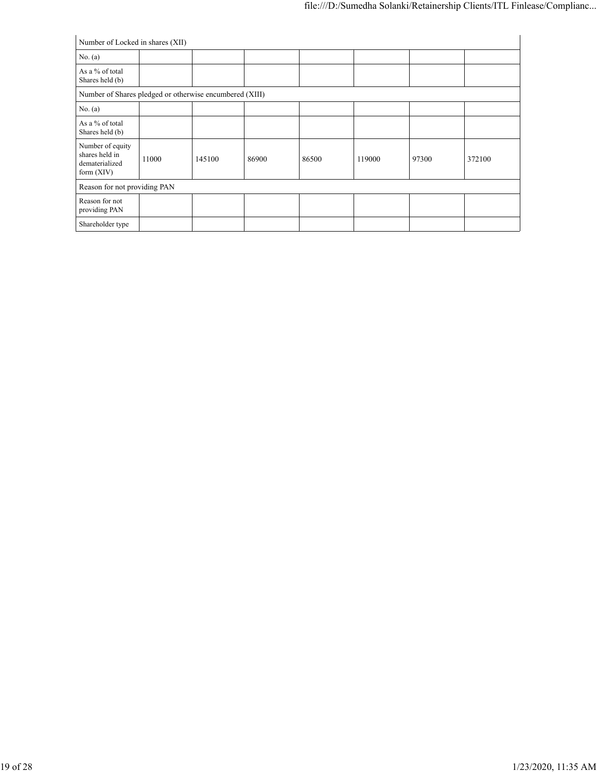| Number of Locked in shares (XII) | | | | | | | |
|---|---|---|---|---|---|---|---|
| No. (a) | | | | | | | |
| As a % of total Shares held (b) | | | | | | | |
| Number of Shares pledged or otherwise encumbered (XIII) | | | | | | | |
| No. (a) | | | | | | | |
| As a % of total Shares held (b) | | | | | | | |
| Number of equity shares held in dematerialized form (XIV) | 11000 | 145100 | 86900 | 86500 | 119000 | 97300 | 372100 |
| Reason for not providing PAN | | | | | | | |
| Reason for not providing PAN | | | | | | | |
| Shareholder type | | | | | | | |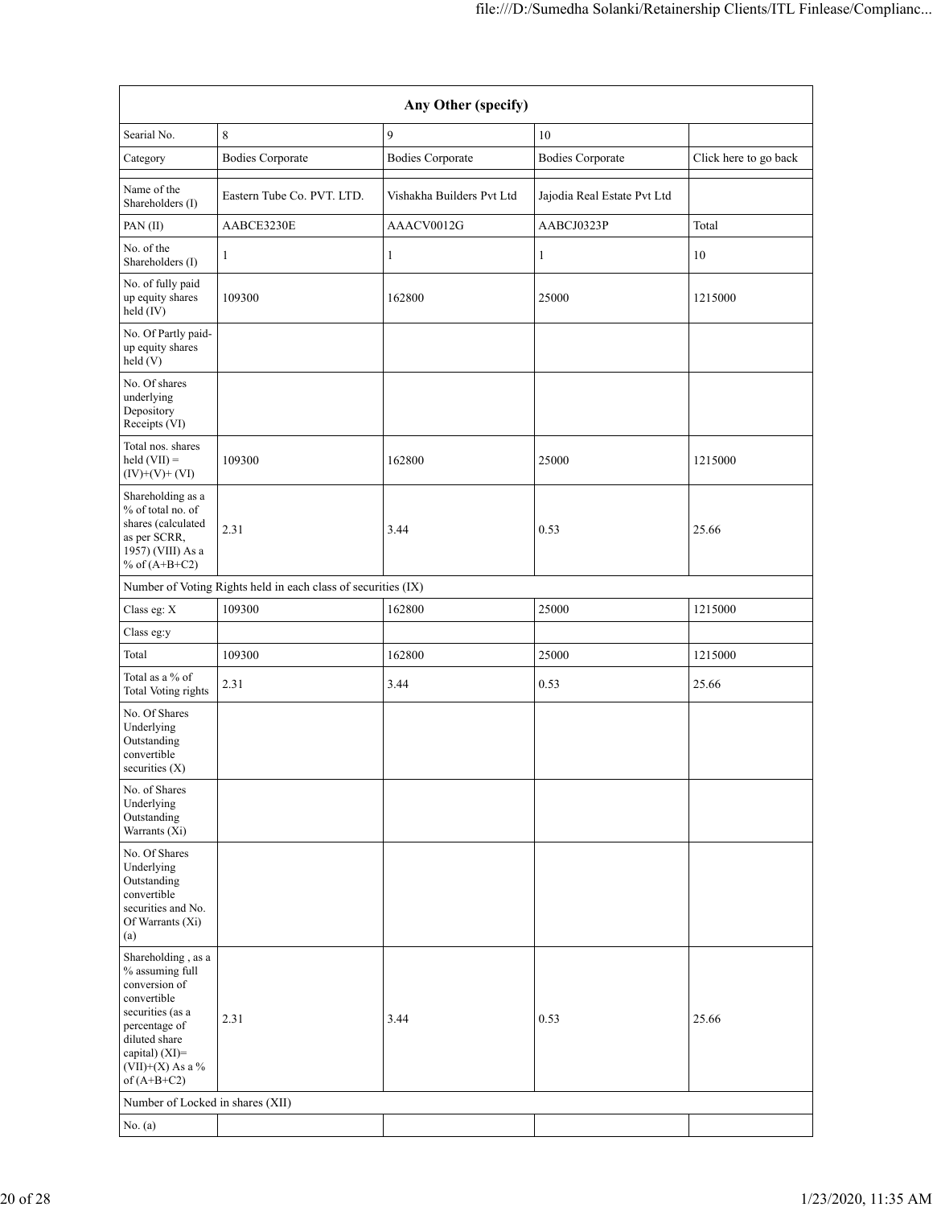| Any Other (specify) | | | | |
|---|---|---|---|---|
| Searial No. | 8 | 9 | 10 | |
| Category | Bodies Corporate | Bodies Corporate | Bodies Corporate | Click here to go back |
| Name of the Shareholders (I) | Eastern Tube Co. PVT. LTD. | Vishakha Builders Pvt Ltd | Jajodia Real Estate Pvt Ltd | |
| PAN (II) | AABCE3230E | AAACV0012G | AABCJ0323P | Total |
| No. of the Shareholders (I) | 1 | 1 | 1 | 10 |
| No. of fully paid up equity shares held (IV) | 109300 | 162800 | 25000 | 1215000 |
| No. Of Partly paid-up equity shares held (V) | | | | |
| No. Of shares underlying Depository Receipts (VI) | | | | |
| Total nos. shares held (VII) = (IV)+(V)+ (VI) | 109300 | 162800 | 25000 | 1215000 |
| Shareholding as a % of total no. of shares (calculated as per SCRR, 1957) (VIII) As a % of (A+B+C2) | 2.31 | 3.44 | 0.53 | 25.66 |
| Number of Voting Rights held in each class of securities (IX) | | | | |
| Class eg: X | 109300 | 162800 | 25000 | 1215000 |
| Class eg:y | | | | |
| Total | 109300 | 162800 | 25000 | 1215000 |
| Total as a % of Total Voting rights | 2.31 | 3.44 | 0.53 | 25.66 |
| No. Of Shares Underlying Outstanding convertible securities (X) | | | | |
| No. of Shares Underlying Outstanding Warrants (Xi) | | | | |
| No. Of Shares Underlying Outstanding convertible securities and No. Of Warrants (Xi) (a) | | | | |
| Shareholding , as a % assuming full conversion of convertible securities (as a percentage of diluted share capital) (XI)= (VII)+(X) As a % of (A+B+C2) | 2.31 | 3.44 | 0.53 | 25.66 |
| Number of Locked in shares (XII) | | | | |
| No. (a) | | | | |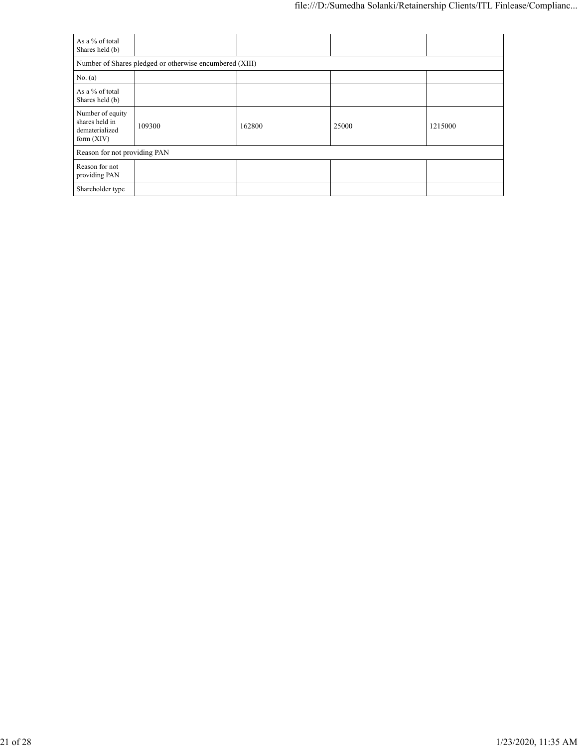| As a % of total Shares held (b) | | | | |
|---|---|---|---|---|
| Number of Shares pledged or otherwise encumbered (XIII) | | | | |
| No. (a) | | | | |
| As a % of total Shares held (b) | | | | |
| Number of equity shares held in dematerialized form (XIV) | 109300 | 162800 | 25000 | 1215000 |
| Reason for not providing PAN | | | | |
| Reason for not providing PAN | | | | |
| Shareholder type | | | | |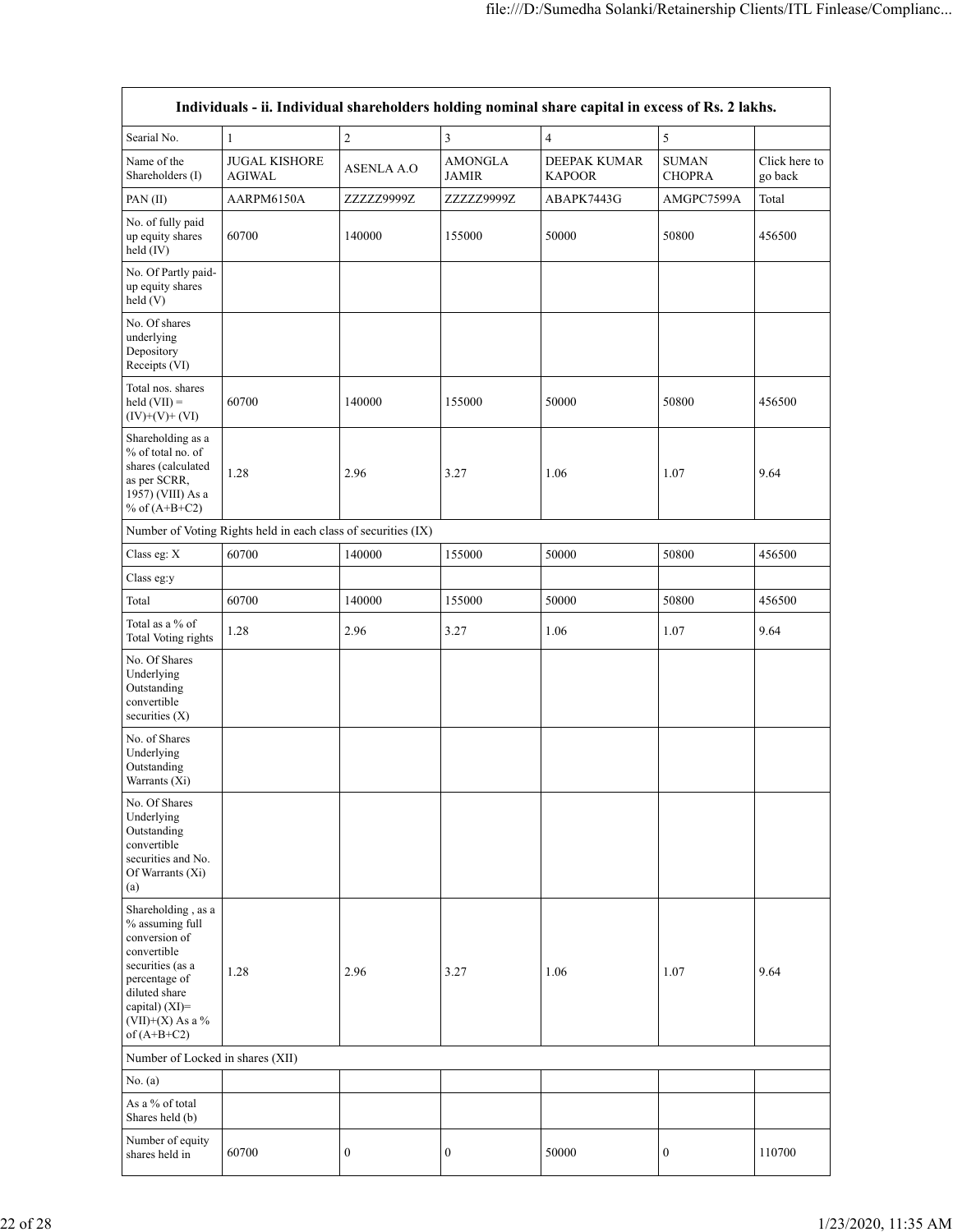| Individuals - ii. Individual shareholders holding nominal share capital in excess of Rs. 2 lakhs. | | | | | | |
|---|---|---|---|---|---|---|
| Searial No. | 1 | 2 | 3 | 4 | 5 | |
| Name of the Shareholders (I) | JUGAL KISHORE AGIWAL | ASENLA A.O | AMONGLA JAMIR | DEEPAK KUMAR KAPOOR | SUMAN CHOPRA | Click here to go back |
| PAN (II) | AARPM6150A | ZZZZZ9999Z | ZZZZZ9999Z | ABAPK7443G | AMGPC7599A | Total |
| No. of fully paid up equity shares held (IV) | 60700 | 140000 | 155000 | 50000 | 50800 | 456500 |
| No. Of Partly paid-up equity shares held (V) | | | | | | |
| No. Of shares underlying Depository Receipts (VI) | | | | | | |
| Total nos. shares held (VII) = (IV)+(V)+ (VI) | 60700 | 140000 | 155000 | 50000 | 50800 | 456500 |
| Shareholding as a % of total no. of shares (calculated as per SCRR, 1957) (VIII) As a % of (A+B+C2) | 1.28 | 2.96 | 3.27 | 1.06 | 1.07 | 9.64 |
| Number of Voting Rights held in each class of securities (IX) | | | | | | |
| Class eg: X | 60700 | 140000 | 155000 | 50000 | 50800 | 456500 |
| Class eg:y | | | | | | |
| Total | 60700 | 140000 | 155000 | 50000 | 50800 | 456500 |
| Total as a % of Total Voting rights | 1.28 | 2.96 | 3.27 | 1.06 | 1.07 | 9.64 |
| No. Of Shares Underlying Outstanding convertible securities (X) | | | | | | |
| No. of Shares Underlying Outstanding Warrants (Xi) | | | | | | |
| No. Of Shares Underlying Outstanding convertible securities and No. Of Warrants (Xi) (a) | | | | | | |
| Shareholding , as a % assuming full conversion of convertible securities (as a percentage of diluted share capital) (XI)= (VII)+(X) As a % of (A+B+C2) | 1.28 | 2.96 | 3.27 | 1.06 | 1.07 | 9.64 |
| Number of Locked in shares (XII) | | | | | | |
| No. (a) | | | | | | |
| As a % of total Shares held (b) | | | | | | |
| Number of equity shares held in | 60700 | 0 | 0 | 50000 | 0 | 110700 |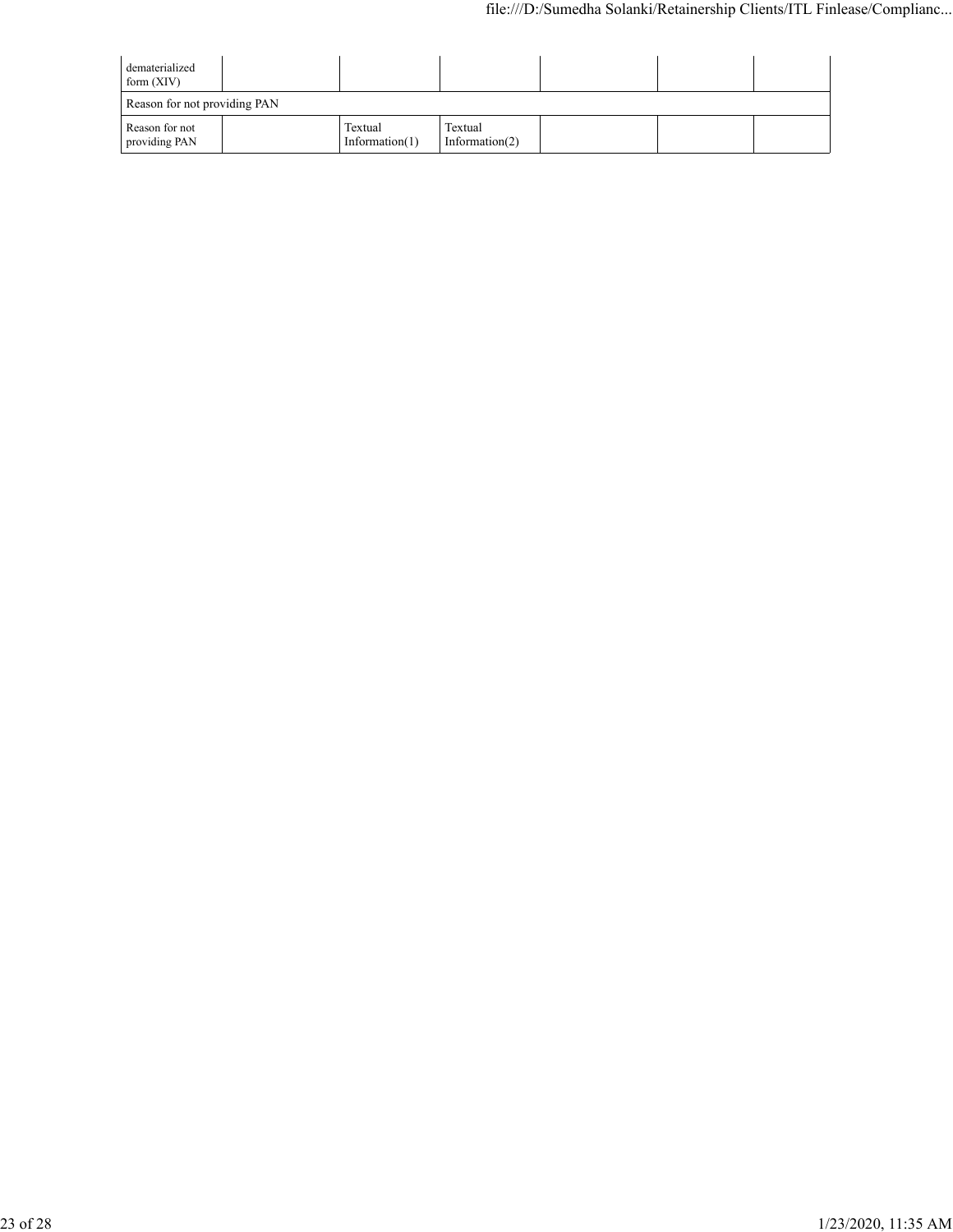| dematerialized form (XIV) | | | | | | |
|---|---|---|---|---|---|---|
| Reason for not providing PAN | | | | | | |
| Reason for not providing PAN | | Textual Information(1) | Textual Information(2) | | | |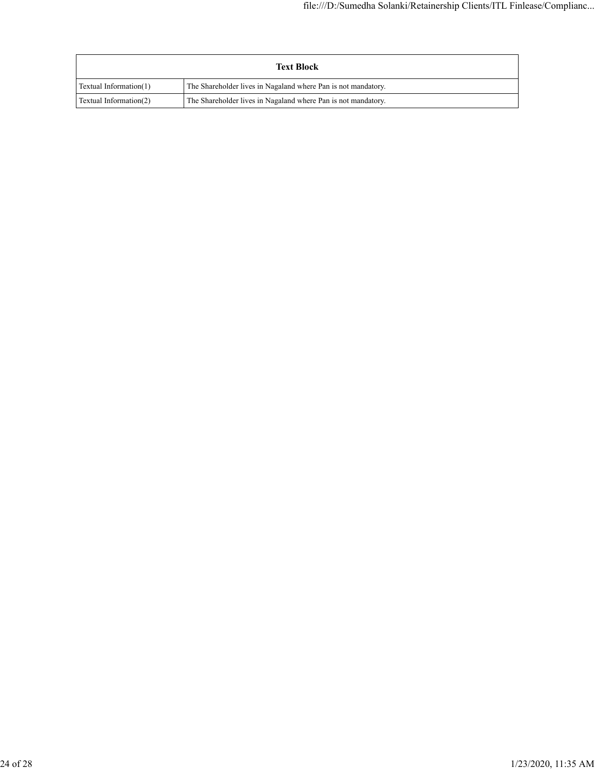| Text Block | |
| --- | --- |
| Textual Information(1) | The Shareholder lives in Nagaland where Pan is not mandatory. |
| Textual Information(2) | The Shareholder lives in Nagaland where Pan is not mandatory. |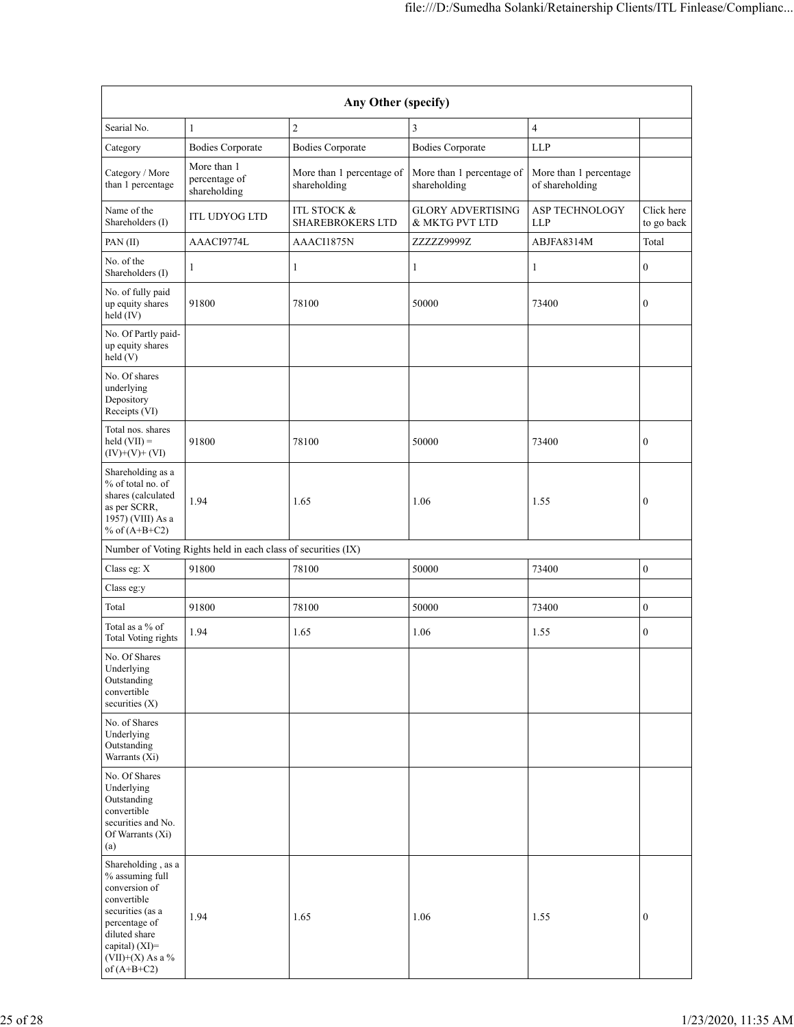| Any Other (specify) | | | | | |
|---|---|---|---|---|---|
| Searial No. | 1 | 2 | 3 | 4 | |
| Category | Bodies Corporate | Bodies Corporate | Bodies Corporate | LLP | |
| Category / More than 1 percentage | More than 1 percentage of shareholding | More than 1 percentage of shareholding | More than 1 percentage of shareholding | More than 1 percentage of shareholding | |
| Name of the Shareholders (I) | ITL UDYOG LTD | ITL STOCK & SHAREBROKERS LTD | GLORY ADVERTISING & MKTG PVT LTD | ASP TECHNOLOGY LLP | Click here to go back |
| PAN (II) | AAACI9774L | AAACI1875N | ZZZZZ9999Z | ABJFA8314M | Total |
| No. of the Shareholders (I) | 1 | 1 | 1 | 1 | 0 |
| No. of fully paid up equity shares held (IV) | 91800 | 78100 | 50000 | 73400 | 0 |
| No. Of Partly paid-up equity shares held (V) | | | | | |
| No. Of shares underlying Depository Receipts (VI) | | | | | |
| Total nos. shares held (VII) = (IV)+(V)+ (VI) | 91800 | 78100 | 50000 | 73400 | 0 |
| Shareholding as a % of total no. of shares (calculated as per SCRR, 1957) (VIII) As a % of (A+B+C2) | 1.94 | 1.65 | 1.06 | 1.55 | 0 |
| Number of Voting Rights held in each class of securities (IX) | | | | | |
| Class eg: X | 91800 | 78100 | 50000 | 73400 | 0 |
| Class eg:y | | | | | |
| Total | 91800 | 78100 | 50000 | 73400 | 0 |
| Total as a % of Total Voting rights | 1.94 | 1.65 | 1.06 | 1.55 | 0 |
| No. Of Shares Underlying Outstanding convertible securities (X) | | | | | |
| No. of Shares Underlying Outstanding Warrants (Xi) | | | | | |
| No. Of Shares Underlying Outstanding convertible securities and No. Of Warrants (Xi) (a) | | | | | |
| Shareholding , as a % assuming full conversion of convertible securities (as a percentage of diluted share capital) (XI)= (VII)+(X) As a % of (A+B+C2) | 1.94 | 1.65 | 1.06 | 1.55 | 0 |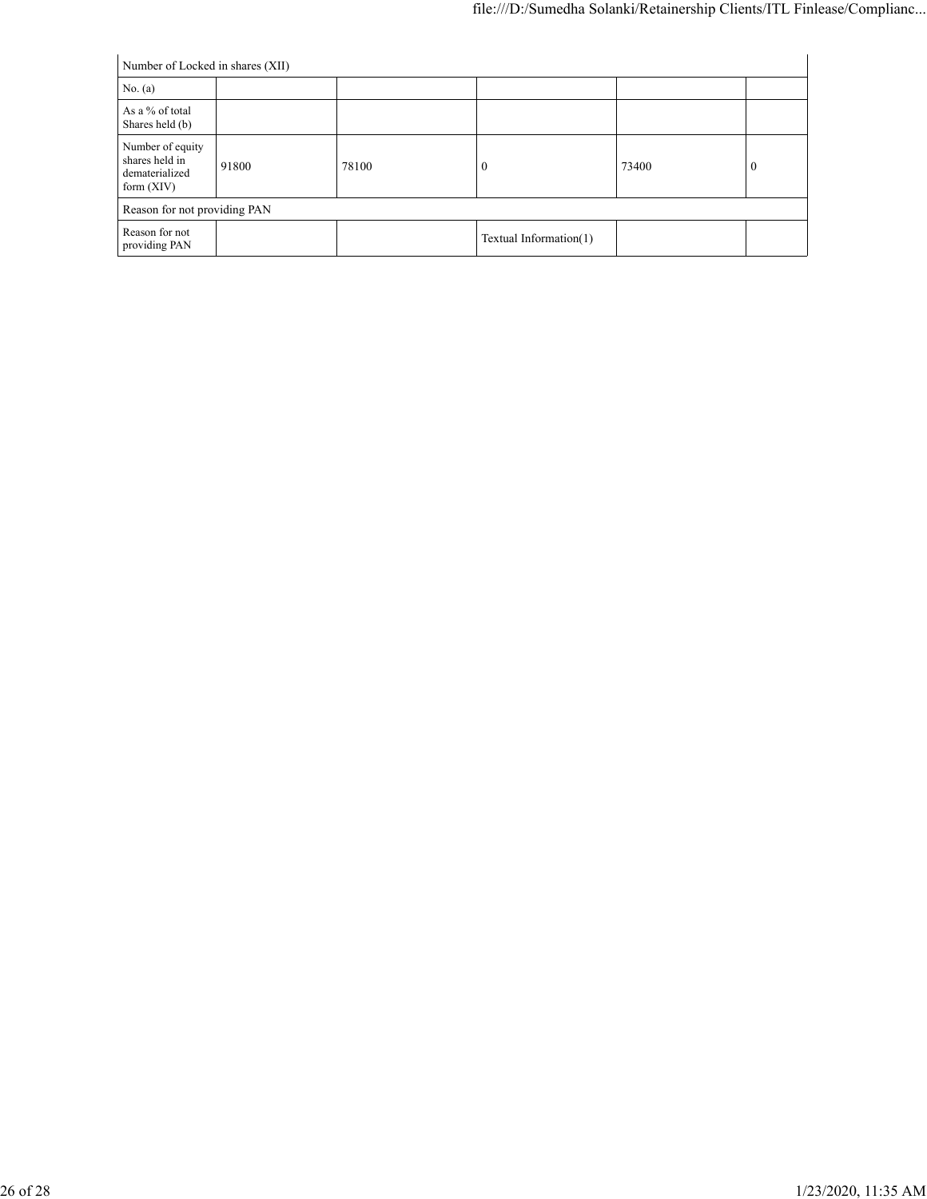| Number of Locked in shares (XII) | | | | | |
|---|---|---|---|---|---|
| No. (a) | | | | | |
| As a % of total Shares held (b) | | | | | |
| Number of equity shares held in dematerialized form (XIV) | 91800 | 78100 | 0 | 73400 | 0 |
| Reason for not providing PAN | | | | | |
| Reason for not providing PAN | | | Textual Information(1) | | |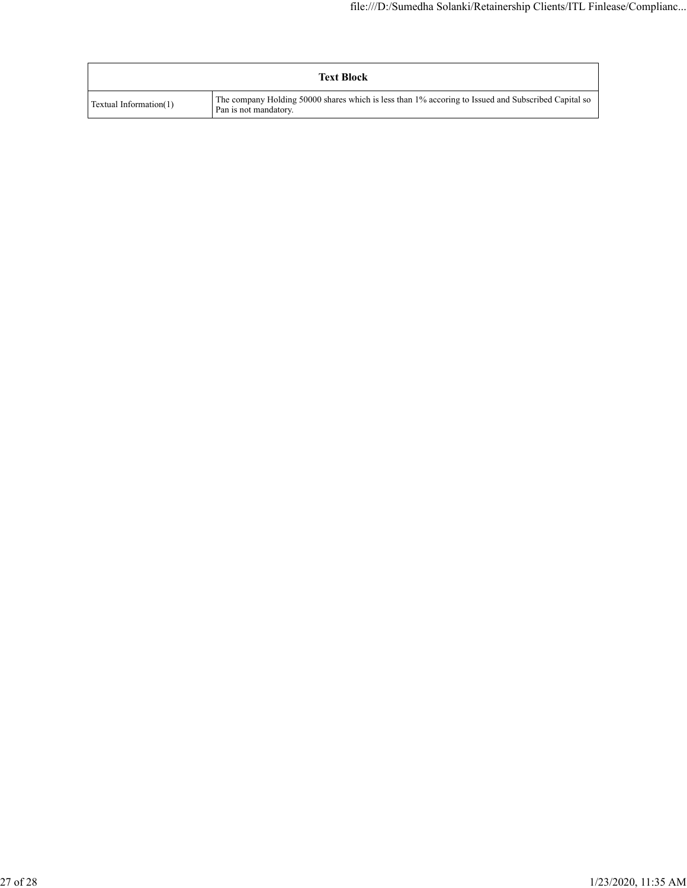| Text Block | |
|---|---|
| Textual Information(1) | The company Holding 50000 shares which is less than 1% accoring to Issued and Subscribed Capital so Pan is not mandatory. |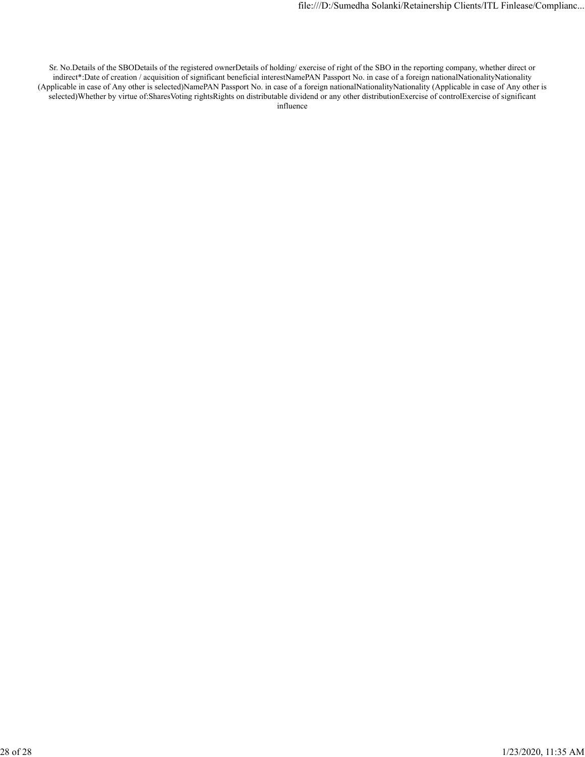Sr. No.Details of the SBODetails of the registered ownerDetails of holding/ exercise of right of the SBO in the reporting company, whether direct or indirect*:Date of creation / acquisition of significant beneficial interestNamePAN Passport No. in case of a foreign nationalNationalityNationality (Applicable in case of Any other is selected)NamePAN Passport No. in case of a foreign nationalNationalityNationality (Applicable in case of Any other is selected)Whether by virtue of:SharesVoting rightsRights on distributable dividend or any other distributionExercise of controlExercise of significant influence